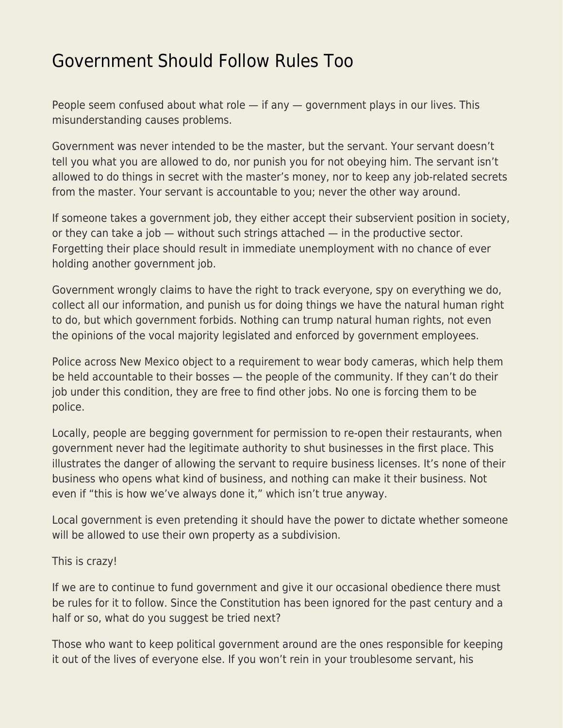# Government Should Follow Rules Too

People seem confused about what role — if any — government plays in our lives. This misunderstanding causes problems.

Government was never intended to be the master, but the servant. Your servant doesn't tell you what you are allowed to do, nor punish you for not obeying him. The servant isn't allowed to do things in secret with the master's money, nor to keep any job-related secrets from the master. Your servant is accountable to you; never the other way around.

If someone takes a government job, they either accept their subservient position in society, or they can take a job — without such strings attached — in the productive sector. Forgetting their place should result in immediate unemployment with no chance of ever holding another government job.

Government wrongly claims to have the right to track everyone, spy on everything we do, collect all our information, and punish us for doing things we have the natural human right to do, but which government forbids. Nothing can trump natural human rights, not even the opinions of the vocal majority legislated and enforced by government employees.

Police across New Mexico object to a requirement to wear body cameras, which help them be held accountable to their bosses — the people of the community. If they can't do their job under this condition, they are free to find other jobs. No one is forcing them to be police.

Locally, people are begging government for permission to re-open their restaurants, when government never had the legitimate authority to shut businesses in the first place. This illustrates the danger of allowing the servant to require business licenses. It's none of their business who opens what kind of business, and nothing can make it their business. Not even if "this is how we've always done it," which isn't true anyway.

Local government is even pretending it should have the power to dictate whether someone will be allowed to use their own property as a subdivision.

This is crazy!

If we are to continue to fund government and give it our occasional obedience there must be rules for it to follow. Since the Constitution has been ignored for the past century and a half or so, what do you suggest be tried next?

Those who want to keep political government around are the ones responsible for keeping it out of the lives of everyone else. If you won't rein in your troublesome servant, his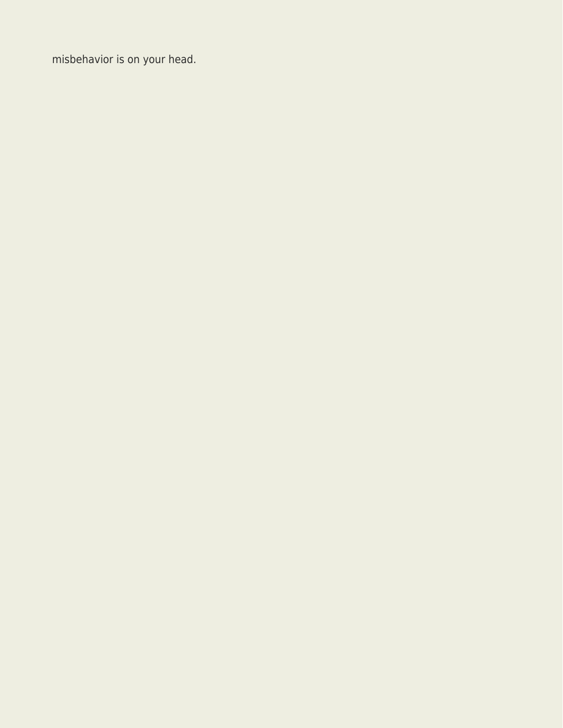misbehavior is on your head.